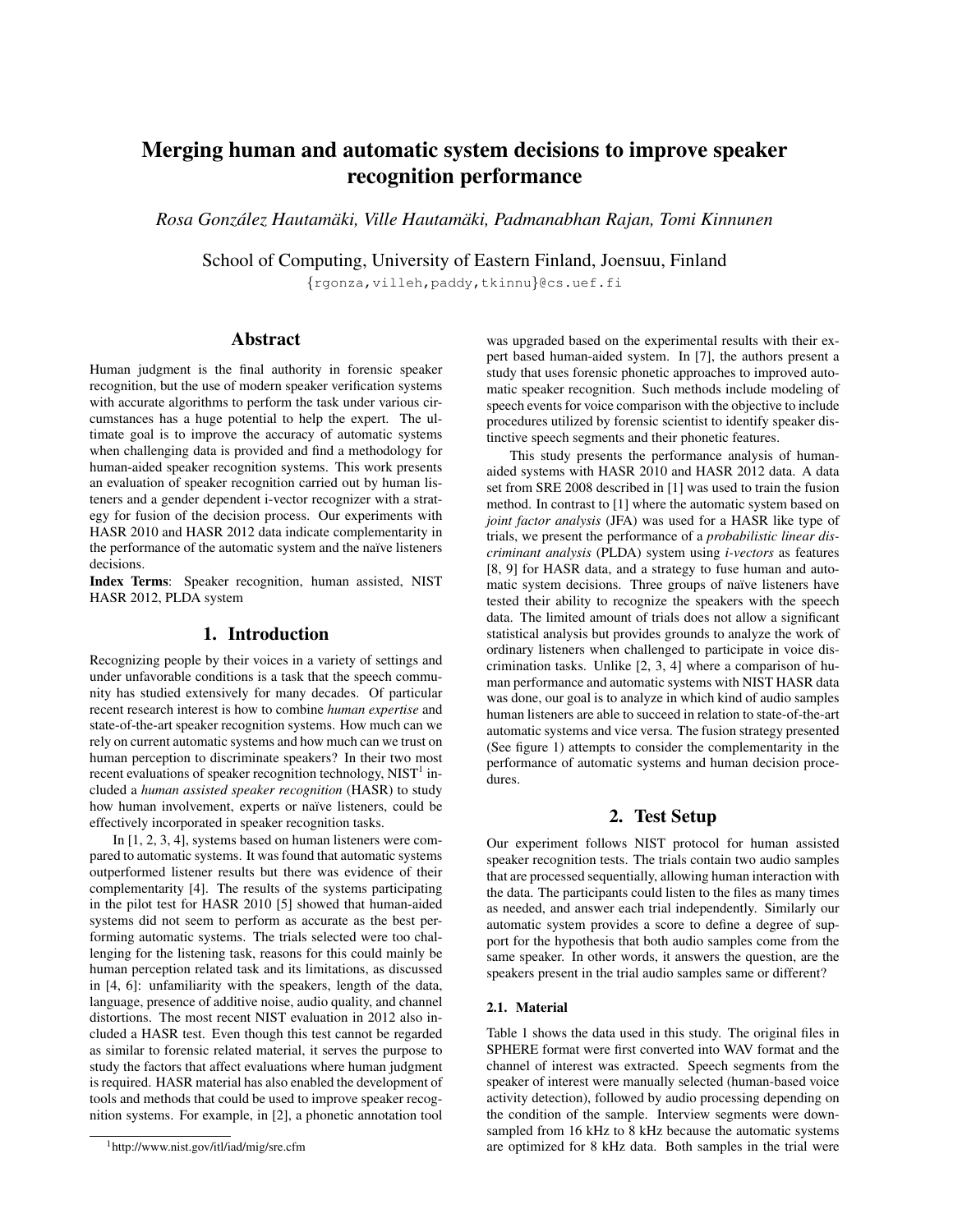# Merging human and automatic system decisions to improve speaker recognition performance

*Rosa González Hautamäki, Ville Hautamäki, Padmanabhan Rajan, Tomi Kinnunen*

School of Computing, University of Eastern Finland, Joensuu, Finland

{rgonza,villeh,paddy,tkinnu}@cs.uef.fi

## Abstract

Human judgment is the final authority in forensic speaker recognition, but the use of modern speaker verification systems with accurate algorithms to perform the task under various circumstances has a huge potential to help the expert. The ultimate goal is to improve the accuracy of automatic systems when challenging data is provided and find a methodology for human-aided speaker recognition systems. This work presents an evaluation of speaker recognition carried out by human listeners and a gender dependent i-vector recognizer with a strategy for fusion of the decision process. Our experiments with HASR 2010 and HASR 2012 data indicate complementarity in the performance of the automatic system and the naïve listeners decisions.

**Index Terms**: Speaker recognition, human assisted, NIST HASR 2012, PLDA system

## 1. Introduction

Recognizing people by their voices in a variety of settings and under unfavorable conditions is a task that the speech community has studied extensively for many decades. Of particular recent research interest is how to combine *human expertise* and state-of-the-art speaker recognition systems. How much can we rely on current automatic systems and how much can we trust on human perception to discriminate speakers? In their two most recent evaluations of speaker recognition technology, NIST[1] included a *human assisted speaker recognition* (HASR) to study how human involvement, experts or naïve listeners, could be effectively incorporated in speaker recognition tasks.

In [1, 2, 3, 4], systems based on human listeners were compared to automatic systems. It was found that automatic systems outperformed listener results but there was evidence of their complementarity [4]. The results of the systems participating in the pilot test for HASR 2010 [5] showed that human-aided systems did not seem to perform as accurate as the best performing automatic systems. The trials selected were too challenging for the listening task, reasons for this could mainly be human perception related task and its limitations, as discussed in [4, 6]: unfamiliarity with the speakers, length of the data, language, presence of additive noise, audio quality, and channel distortions. The most recent NIST evaluation in 2012 also included a HASR test. Even though this test cannot be regarded as similar to forensic related material, it serves the purpose to study the factors that affect evaluations where human judgment is required. HASR material has also enabled the development of tools and methods that could be used to improve speaker recognition systems. For example, in [2], a phonetic annotation tool was upgraded based on the experimental results with their expert based human-aided system. In [7], the authors present a study that uses forensic phonetic approaches to improved automatic speaker recognition. Such methods include modeling of speech events for voice comparison with the objective to include procedures utilized by forensic scientist to identify speaker distinctive speech segments and their phonetic features.

This study presents the performance analysis of human-aided systems with HASR 2010 and HASR 2012 data. A data set from SRE 2008 described in [1] was used to train the fusion method. In contrast to [1] where the automatic system based on *joint factor analysis* (JFA) was used for a HASR like type of trials, we present the performance of a *probabilistic linear discriminant analysis* (PLDA) system using *i-vectors* as features [8, 9] for HASR data, and a strategy to fuse human and automatic system decisions. Three groups of naïve listeners have tested their ability to recognize the speakers with the speech data. The limited amount of trials does not allow a significant statistical analysis but provides grounds to analyze the work of ordinary listeners when challenged to participate in voice discrimination tasks. Unlike [2, 3, 4] where a comparison of human performance and automatic systems with NIST HASR data was done, our goal is to analyze in which kind of audio samples human listeners are able to succeed in relation to state-of-the-art automatic systems and vice versa. The fusion strategy presented (See figure 1) attempts to consider the complementarity in the performance of automatic systems and human decision procedures.

## 2. Test Setup

Our experiment follows NIST protocol for human assisted speaker recognition tests. The trials contain two audio samples that are processed sequentially, allowing human interaction with the data. The participants could listen to the files as many times as needed, and answer each trial independently. Similarly our automatic system provides a score to define a degree of support for the hypothesis that both audio samples come from the same speaker. In other words, it answers the question, are the speakers present in the trial audio samples same or different?

### 2.1. Material

Table 1 shows the data used in this study. The original files in SPHERE format were first converted into WAV format and the channel of interest was extracted. Speech segments from the speaker of interest were manually selected (human-based voice activity detection), followed by audio processing depending on the condition of the sample. Interview segments were down-sampled from 16 kHz to 8 kHz because the automatic systems are optimized for 8 kHz data. Both samples in the trial were

[1] http://www.nist.gov/itl/iad/mig/sre.cfm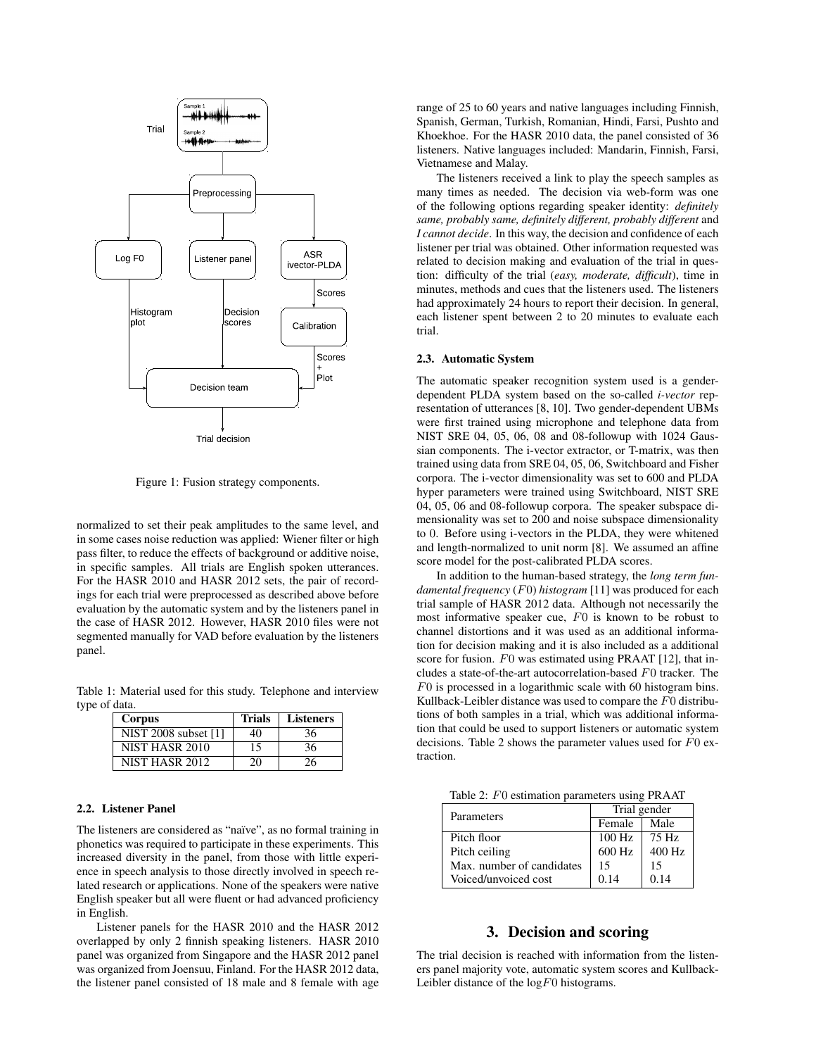Figure 1: Fusion strategy components.

normalized to set their peak amplitudes to the same level, and in some cases noise reduction was applied: Wiener filter or high pass filter, to reduce the effects of background or additive noise, in specific samples. All trials are English spoken utterances. For the HASR 2010 and HASR 2012 sets, the pair of recordings for each trial were preprocessed as described above before evaluation by the automatic system and by the listeners panel in the case of HASR 2012. However, HASR 2010 files were not segmented manually for VAD before evaluation by the listeners panel.

Table 1: Material used for this study. Telephone and interview type of data.

| Corpus | Trials | Listeners |
|---|---|---|
| NIST 2008 subset [1] | 40 | 36 |
| NIST HASR 2010 | 15 | 36 |
| NIST HASR 2012 | 20 | 26 |

### 2.2. Listener Panel

The listeners are considered as "naïve", as no formal training in phonetics was required to participate in these experiments. This increased diversity in the panel, from those with little experience in speech analysis to those directly involved in speech related research or applications. None of the speakers were native English speaker but all were fluent or had advanced proficiency in English.

Listener panels for the HASR 2010 and the HASR 2012 overlapped by only 2 finnish speaking listeners. HASR 2010 panel was organized from Singapore and the HASR 2012 panel was organized from Joensuu, Finland. For the HASR 2012 data, the listener panel consisted of 18 male and 8 female with age range of 25 to 60 years and native languages including Finnish, Spanish, German, Turkish, Romanian, Hindi, Farsi, Pushto and Khoekhoe. For the HASR 2010 data, the panel consisted of 36 listeners. Native languages included: Mandarin, Finnish, Farsi, Vietnamese and Malay.

The listeners received a link to play the speech samples as many times as needed. The decision via web-form was one of the following options regarding speaker identity: *definitely same, probably same, definitely different, probably different* and *I cannot decide*. In this way, the decision and confidence of each listener per trial was obtained. Other information requested was related to decision making and evaluation of the trial in question: difficulty of the trial (*easy, moderate, difficult*), time in minutes, methods and cues that the listeners used. The listeners had approximately 24 hours to report their decision. In general, each listener spent between 2 to 20 minutes to evaluate each trial.

### 2.3. Automatic System

The automatic speaker recognition system used is a gender-dependent PLDA system based on the so-called *i-vector* representation of utterances [8, 10]. Two gender-dependent UBMs were first trained using microphone and telephone data from NIST SRE 04, 05, 06, 08 and 08-followup with 1024 Gaussian components. The i-vector extractor, or T-matrix, was then trained using data from SRE 04, 05, 06, Switchboard and Fisher corpora. The i-vector dimensionality was set to 600 and PLDA hyper parameters were trained using Switchboard, NIST SRE 04, 05, 06 and 08-followup corpora. The speaker subspace dimensionality was set to 200 and noise subspace dimensionality to 0. Before using i-vectors in the PLDA, they were whitened and length-normalized to unit norm [8]. We assumed an affine score model for the post-calibrated PLDA scores.

In addition to the human-based strategy, the *long term fundamental frequency* ($F0$) *histogram* [11] was produced for each trial sample of HASR 2012 data. Although not necessarily the most informative speaker cue, $F0$ is known to be robust to channel distortions and it was used as an additional information for decision making and it is also included as a additional score for fusion. $F0$ was estimated using PRAAT [12], that includes a state-of-the-art autocorrelation-based $F0$ tracker. The $F0$ is processed in a logarithmic scale with 60 histogram bins. Kullback-Leibler distance was used to compare the $F0$ distributions of both samples in a trial, which was additional information that could be used to support listeners or automatic system decisions. Table 2 shows the parameter values used for $F0$ extraction.

Table 2: $F0$ estimation parameters using PRAAT

| Parameters | Trial gender | |
|---|---|---|
| | Female | Male |
| Pitch floor | 100 Hz | 75 Hz |
| Pitch ceiling | 600 Hz | 400 Hz |
| Max. number of candidates | 15 | 15 |
| Voiced/unvoiced cost | 0.14 | 0.14 |

## 3. Decision and scoring

The trial decision is reached with information from the listeners panel majority vote, automatic system scores and Kullback-Leibler distance of the log$F0$ histograms.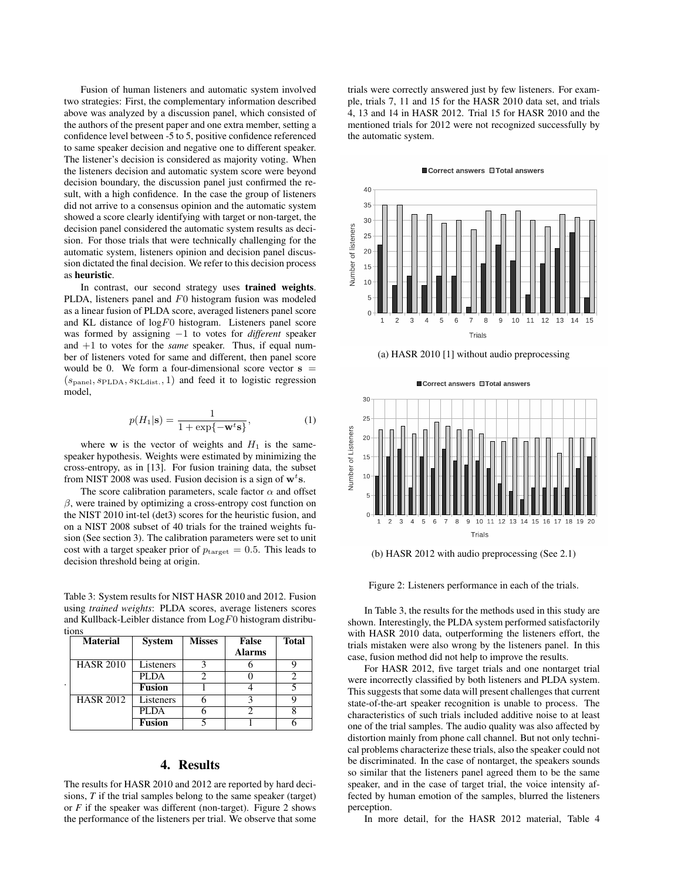Fusion of human listeners and automatic system involved two strategies: First, the complementary information described above was analyzed by a discussion panel, which consisted of the authors of the present paper and one extra member, setting a confidence level between -5 to 5, positive confidence referenced to same speaker decision and negative one to different speaker. The listener's decision is considered as majority voting. When the listeners decision and automatic system score were beyond decision boundary, the discussion panel just confirmed the result, with a high confidence. In the case the group of listeners did not arrive to a consensus opinion and the automatic system showed a score clearly identifying with target or non-target, the decision panel considered the automatic system results as decision. For those trials that were technically challenging for the automatic system, listeners opinion and decision panel discussion dictated the final decision. We refer to this decision process as **heuristic**.

In contrast, our second strategy uses **trained weights**. PLDA, listeners panel and $F0$ histogram fusion was modeled as a linear fusion of PLDA score, averaged listeners panel score and KL distance of $\log F0$ histogram. Listeners panel score was formed by assigning $-1$ to votes for *different* speaker and $+1$ to votes for the *same* speaker. Thus, if equal number of listeners voted for same and different, then panel score would be 0. We form a four-dimensional score vector $\mathbf{s} = (s_{\text{panel}}, s_{\text{PLDA}}, s_{\text{KLdist.}}, 1)$ and feed it to logistic regression model,

$$p(H_1|\mathbf{s}) = \frac{1}{1 + \exp\{-\mathbf{w}^t \mathbf{s}\}}, \quad (1)$$

where $\mathbf{w}$ is the vector of weights and $H_1$ is the same-speaker hypothesis. Weights were estimated by minimizing the cross-entropy, as in [13]. For fusion training data, the subset from NIST 2008 was used. Fusion decision is a sign of $\mathbf{w}^t\mathbf{s}$.

The score calibration parameters, scale factor $\alpha$ and offset $\beta$, were trained by optimizing a cross-entropy cost function on the NIST 2010 int-tel (det3) scores for the heuristic fusion, and on a NIST 2008 subset of 40 trials for the trained weights fusion (See section 3). The calibration parameters were set to unit cost with a target speaker prior of $p_{\text{target}} = 0.5$. This leads to decision threshold being at origin.

Table 3: System results for NIST HASR 2010 and 2012. Fusion using *trained weights*: PLDA scores, average listeners scores and Kullback-Leibler distance from Log$F0$ histogram distributions

| Material | System | Misses | False Alarms | Total |
|---|---|---|---|---|
| HASR 2010 | Listeners | 3 | 6 | 9 |
| | PLDA | 2 | 0 | 2 |
| | **Fusion** | 1 | 4 | 5 |
| HASR 2012 | Listeners | 6 | 3 | 9 |
| | PLDA | 6 | 2 | 8 |
| | **Fusion** | 5 | 1 | 6 |

## 4. Results

The results for HASR 2010 and 2012 are reported by hard decisions, *T* if the trial samples belong to the same speaker (target) or *F* if the speaker was different (non-target). Figure 2 shows the performance of the listeners per trial. We observe that some trials were correctly answered just by few listeners. For example, trials 7, 11 and 15 for the HASR 2010 data set, and trials 4, 13 and 14 in HASR 2012. Trial 15 for HASR 2010 and the mentioned trials for 2012 were not recognized successfully by the automatic system.

(a) HASR 2010 [1] without audio preprocessing

(b) HASR 2012 with audio preprocessing (See 2.1)

Figure 2: Listeners performance in each of the trials.

In Table 3, the results for the methods used in this study are shown. Interestingly, the PLDA system performed satisfactorily with HASR 2010 data, outperforming the listeners effort, the trials mistaken were also wrong by the listeners panel. In this case, fusion method did not help to improve the results.

For HASR 2012, five target trials and one nontarget trial were incorrectly classified by both listeners and PLDA system. This suggests that some data will present challenges that current state-of-the-art speaker recognition is unable to process. The characteristics of such trials included additive noise to at least one of the trial samples. The audio quality was also affected by distortion mainly from phone call channel. But not only technical problems characterize these trials, also the speaker could not be discriminated. In the case of nontarget, the speakers sounds so similar that the listeners panel agreed them to be the same speaker, and in the case of target trial, the voice intensity affected by human emotion of the samples, blurred the listeners perception.

In more detail, for the HASR 2012 material, Table 4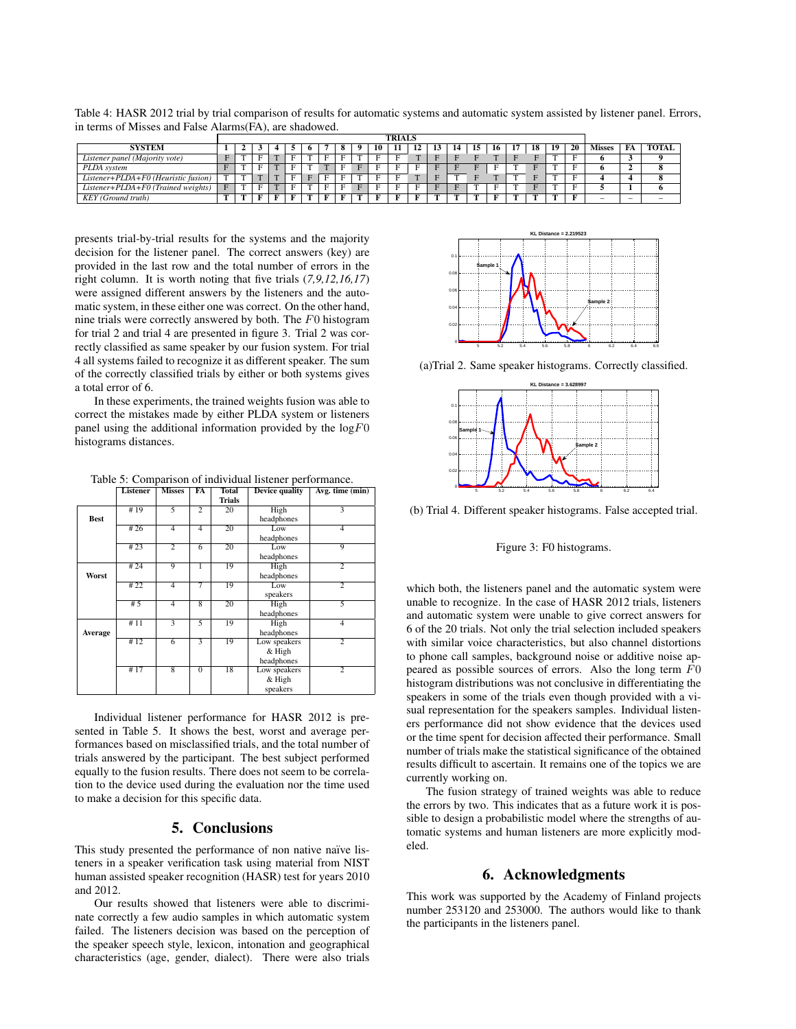Table 4: HASR 2012 trial by trial comparison of results for automatic systems and automatic system assisted by listener panel. Errors, in terms of Misses and False Alarms(FA), are shadowed.

| SYSTEM | 1 | 2 | 3 | 4 | 5 | 6 | 7 | 8 | 9 | 10 | 11 | 12 | 13 | 14 | 15 | 16 | 17 | 18 | 19 | 20 | Misses | FA | TOTAL |
|---|---|---|---|---|---|---|---|---|---|---|---|---|---|---|---|---|---|---|---|---|---|---|---|
| *Listener panel (Majority vote)* | F | T | F | T | F | T | F | F | T | F | F | T | F | F | F | T | F | F | T | F | 6 | 3 | 9 |
| *PLDA system* | F | T | F | T | F | T | T | F | F | F | F | F | F | F | F | F | T | F | T | F | 6 | 2 | 8 |
| *Listener+PLDA+F0 (Heuristic fusion)* | T | T | T | T | F | F | F | F | T | F | F | T | F | T | F | T | T | F | T | F | 4 | 4 | 8 |
| *Listener+PLDA+F0 (Trained weights)* | F | T | F | T | F | T | F | F | F | F | F | F | F | F | T | F | T | F | T | F | 5 | 1 | 6 |
| *KEY (Ground truth)* | T | T | F | F | F | T | F | F | T | F | F | F | T | T | T | F | T | T | T | F | – | – | – |

presents trial-by-trial results for the systems and the majority decision for the listener panel. The correct answers (key) are provided in the last row and the total number of errors in the right column. It is worth noting that five trials (*7,9,12,16,17*) were assigned different answers by the listeners and the automatic system, in these either one was correct. On the other hand, nine trials were correctly answered by both. The $F0$ histogram for trial 2 and trial 4 are presented in figure 3. Trial 2 was correctly classified as same speaker by our fusion system. For trial 4 all systems failed to recognize it as different speaker. The sum of the correctly classified trials by either or both systems gives a total error of 6.

In these experiments, the trained weights fusion was able to correct the mistakes made by either PLDA system or listeners panel using the additional information provided by the $\log F0$ histograms distances.

Table 5: Comparison of individual listener performance.

| | Listener | Misses | FA | Total Trials | Device quality | Avg. time (min) |
|---|---|---|---|---|---|---|
| **Best** | #19 | 5 | 2 | 20 | High headphones | 3 |
| | #26 | 4 | 4 | 20 | Low headphones | 4 |
| | #23 | 2 | 6 | 20 | Low headphones | 9 |
| **Worst** | #24 | 9 | 1 | 19 | High headphones | 2 |
| | #22 | 4 | 7 | 19 | Low speakers | 2 |
| | #5 | 4 | 8 | 20 | High headphones | 5 |
| **Average** | #11 | 3 | 5 | 19 | High headphones | 4 |
| | #12 | 6 | 3 | 19 | Low speakers & High headphones | 2 |
| | #17 | 8 | 0 | 18 | Low speakers & High speakers | 2 |

Individual listener performance for HASR 2012 is presented in Table 5. It shows the best, worst and average performances based on misclassified trials, and the total number of trials answered by the participant. The best subject performed equally to the fusion results. There does not seem to be correlation to the device used during the evaluation nor the time used to make a decision for this specific data.

## 5. Conclusions

This study presented the performance of non native naïve listeners in a speaker verification task using material from NIST human assisted speaker recognition (HASR) test for years 2010 and 2012.

Our results showed that listeners were able to discriminate correctly a few audio samples in which automatic system failed. The listeners decision was based on the perception of the speaker speech style, lexicon, intonation and geographical characteristics (age, gender, dialect). There were also trials

(a)Trial 2. Same speaker histograms. Correctly classified.

(b) Trial 4. Different speaker histograms. False accepted trial.

Figure 3: F0 histograms.

which both, the listeners panel and the automatic system were unable to recognize. In the case of HASR 2012 trials, listeners and automatic system were unable to give correct answers for 6 of the 20 trials. Not only the trial selection included speakers with similar voice characteristics, but also channel distortions to phone call samples, background noise or additive noise appeared as possible sources of errors. Also the long term $F0$ histogram distributions was not conclusive in differentiating the speakers in some of the trials even though provided with a visual representation for the speakers samples. Individual listeners performance did not show evidence that the devices used or the time spent for decision affected their performance. Small number of trials make the statistical significance of the obtained results difficult to ascertain. It remains one of the topics we are currently working on.

The fusion strategy of trained weights was able to reduce the errors by two. This indicates that as a future work it is possible to design a probabilistic model where the strengths of automatic systems and human listeners are more explicitly modeled.

## 6. Acknowledgments

This work was supported by the Academy of Finland projects number 253120 and 253000. The authors would like to thank the participants in the listeners panel.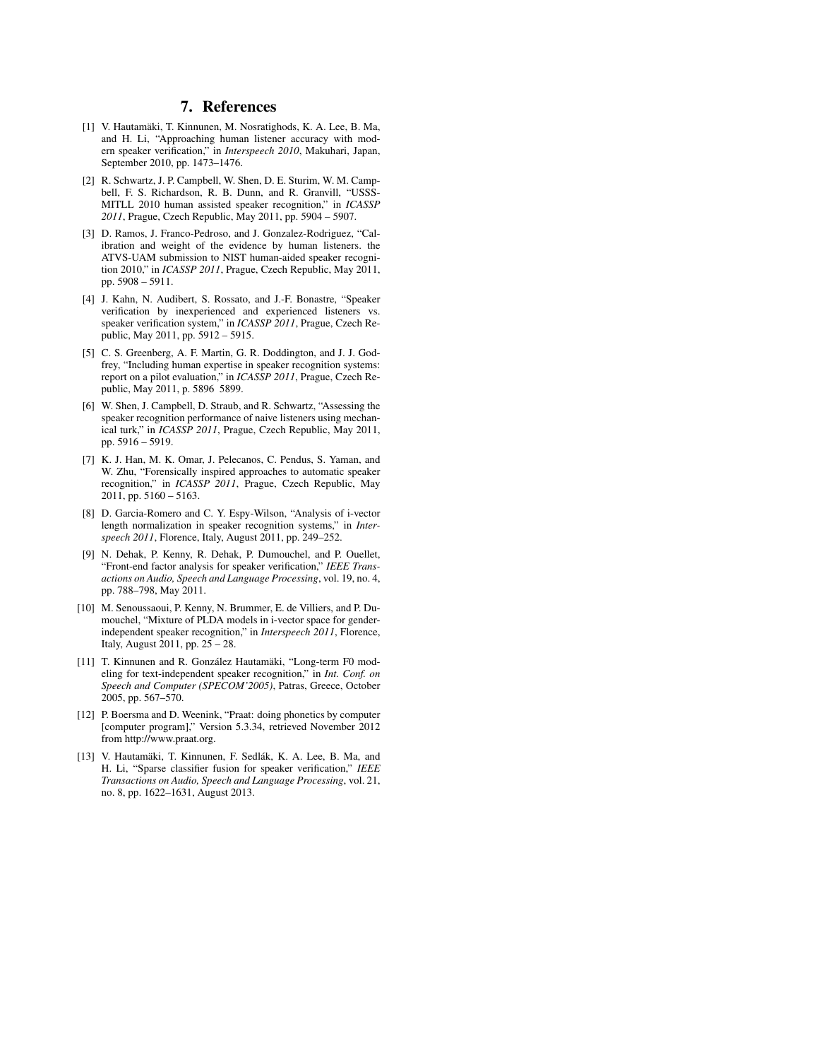# 7. References

[1] V. Hautamäki, T. Kinnunen, M. Nosratighods, K. A. Lee, B. Ma, and H. Li, "Approaching human listener accuracy with modern speaker verification," in *Interspeech 2010*, Makuhari, Japan, September 2010, pp. 1473–1476.

[2] R. Schwartz, J. P. Campbell, W. Shen, D. E. Sturim, W. M. Campbell, F. S. Richardson, R. B. Dunn, and R. Granvill, "USSS-MITLL 2010 human assisted speaker recognition," in *ICASSP 2011*, Prague, Czech Republic, May 2011, pp. 5904 – 5907.

[3] D. Ramos, J. Franco-Pedroso, and J. Gonzalez-Rodriguez, "Calibration and weight of the evidence by human listeners. the ATVS-UAM submission to NIST human-aided speaker recognition 2010," in *ICASSP 2011*, Prague, Czech Republic, May 2011, pp. 5908 – 5911.

[4] J. Kahn, N. Audibert, S. Rossato, and J.-F. Bonastre, "Speaker verification by inexperienced and experienced listeners vs. speaker verification system," in *ICASSP 2011*, Prague, Czech Republic, May 2011, pp. 5912 – 5915.

[5] C. S. Greenberg, A. F. Martin, G. R. Doddington, and J. J. Godfrey, "Including human expertise in speaker recognition systems: report on a pilot evaluation," in *ICASSP 2011*, Prague, Czech Republic, May 2011, p. 5896 5899.

[6] W. Shen, J. Campbell, D. Straub, and R. Schwartz, "Assessing the speaker recognition performance of naive listeners using mechanical turk," in *ICASSP 2011*, Prague, Czech Republic, May 2011, pp. 5916 – 5919.

[7] K. J. Han, M. K. Omar, J. Pelecanos, C. Pendus, S. Yaman, and W. Zhu, "Forensically inspired approaches to automatic speaker recognition," in *ICASSP 2011*, Prague, Czech Republic, May 2011, pp. 5160 – 5163.

[8] D. Garcia-Romero and C. Y. Espy-Wilson, "Analysis of i-vector length normalization in speaker recognition systems," in *Interspeech 2011*, Florence, Italy, August 2011, pp. 249–252.

[9] N. Dehak, P. Kenny, R. Dehak, P. Dumouchel, and P. Ouellet, "Front-end factor analysis for speaker verification," *IEEE Transactions on Audio, Speech and Language Processing*, vol. 19, no. 4, pp. 788–798, May 2011.

[10] M. Senoussaoui, P. Kenny, N. Brummer, E. de Villiers, and P. Dumouchel, "Mixture of PLDA models in i-vector space for gender-independent speaker recognition," in *Interspeech 2011*, Florence, Italy, August 2011, pp. 25 – 28.

[11] T. Kinnunen and R. González Hautamäki, "Long-term F0 modeling for text-independent speaker recognition," in *Int. Conf. on Speech and Computer (SPECOM'2005)*, Patras, Greece, October 2005, pp. 567–570.

[12] P. Boersma and D. Weenink, "Praat: doing phonetics by computer [computer program]," Version 5.3.34, retrieved November 2012 from http://www.praat.org.

[13] V. Hautamäki, T. Kinnunen, F. Sedlák, K. A. Lee, B. Ma, and H. Li, "Sparse classifier fusion for speaker verification," *IEEE Transactions on Audio, Speech and Language Processing*, vol. 21, no. 8, pp. 1622–1631, August 2013.